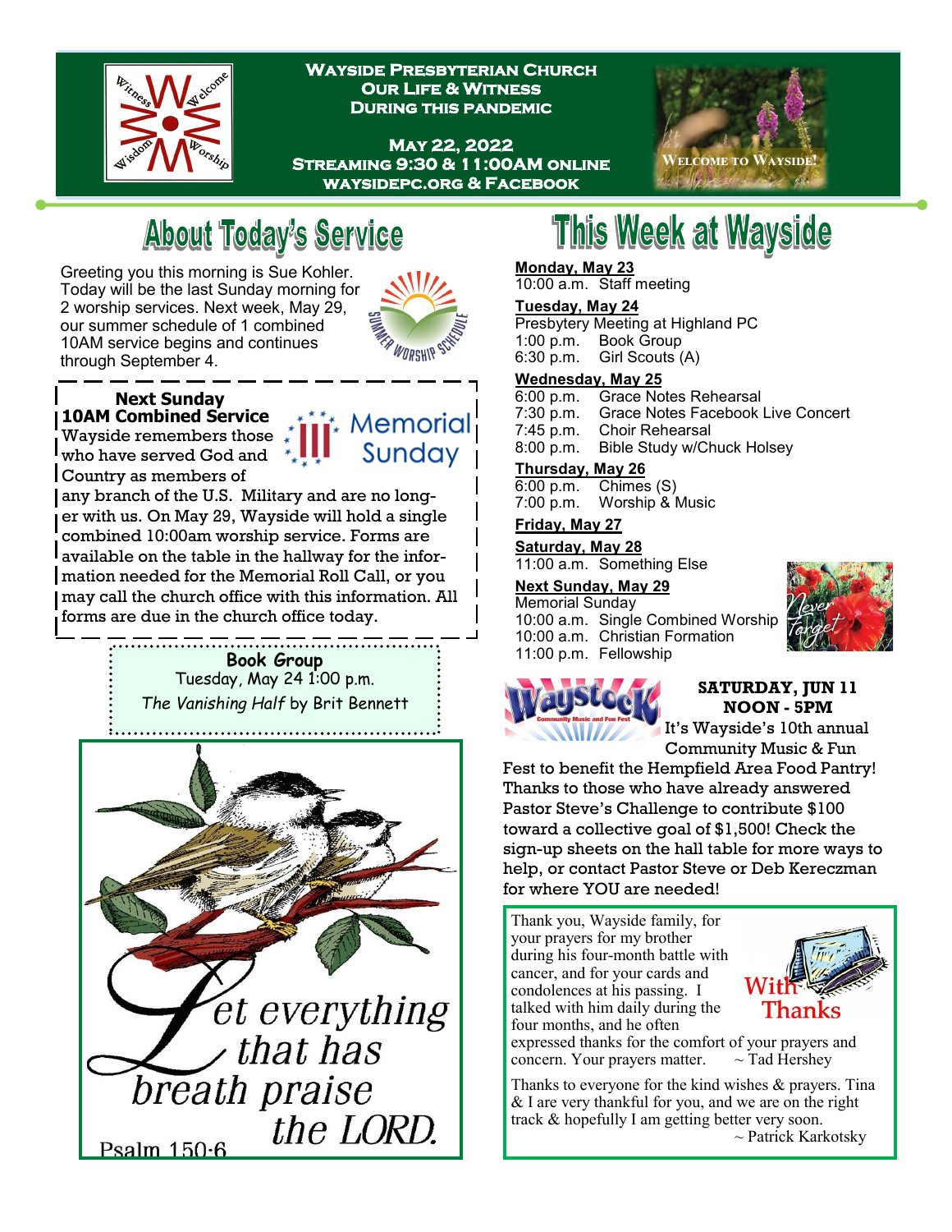# Wayside Presbyterian Church
## Our Life & Witness During this Pandemic

**May 22, 2022**
**Streaming 9:30 & 11:00AM online**
**waysidepc.org & Facebook**

Welcome to Wayside!

## About Today's Service

Greeting you this morning is Sue Kohler. Today will be the last Sunday morning for 2 worship services. Next week, May 29, our summer schedule of 1 combined 10AM service begins and continues through September 4.

Summer Worship Schedule

### Next Sunday
**10AM Combined Service**

Memorial Sunday

Wayside remembers those who have served God and Country as members of any branch of the U.S. Military and are no longer with us. On May 29, Wayside will hold a single combined 10:00am worship service. Forms are available on the table in the hallway for the information needed for the Memorial Roll Call, or you may call the church office with this information. All forms are due in the church office today.

**Book Group**
Tuesday, May 24 1:00 p.m.
*The Vanishing Half* by Brit Bennett

Let everything that has breath praise the LORD.
Psalm 150:6

## This Week at Wayside

**Monday, May 23**
10:00 a.m. Staff meeting

**Tuesday, May 24**
Presbytery Meeting at Highland PC
1:00 p.m. Book Group
6:30 p.m. Girl Scouts (A)

**Wednesday, May 25**
6:00 p.m. Grace Notes Rehearsal
7:30 p.m. Grace Notes Facebook Live Concert
7:45 p.m. Choir Rehearsal
8:00 p.m. Bible Study w/Chuck Holsey

**Thursday, May 26**
6:00 p.m. Chimes (S)
7:00 p.m. Worship & Music

**Friday, May 27**

**Saturday, May 28**
11:00 a.m. Something Else

**Next Sunday, May 29**
Memorial Sunday
10:00 a.m. Single Combined Worship
10:00 a.m. Christian Formation
11:00 p.m. Fellowship

Never Forget

Waystock — Community Music and Fun Fest

**SATURDAY, JUN 11**
**NOON - 5PM**

It's Wayside's 10th annual Community Music & Fun Fest to benefit the Hempfield Area Food Pantry! Thanks to those who have already answered Pastor Steve's Challenge to contribute $100 toward a collective goal of $1,500! Check the sign-up sheets on the hall table for more ways to help, or contact Pastor Steve or Deb Kereczman for where YOU are needed!

With Thanks

Thank you, Wayside family, for your prayers for my brother during his four-month battle with cancer, and for your cards and condolences at his passing. I talked with him daily during the four months, and he often expressed thanks for the comfort of your prayers and concern. Your prayers matter. ~ Tad Hershey

Thanks to everyone for the kind wishes & prayers. Tina & I are very thankful for you, and we are on the right track & hopefully I am getting better very soon.
~ Patrick Karkotsky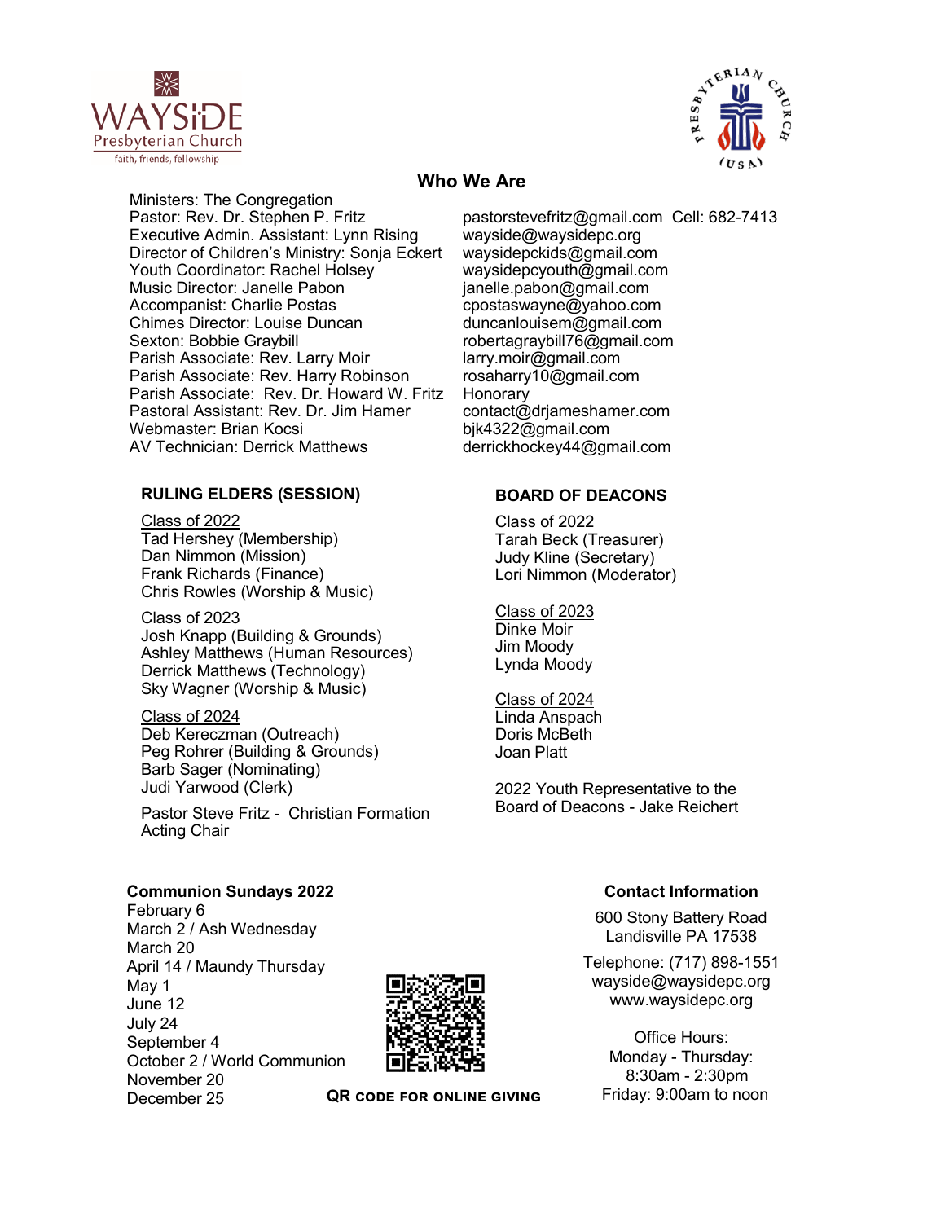# Who We Are

Ministers: The Congregation
Pastor: Rev. Dr. Stephen P. Fritz — pastorstevefritz@gmail.com Cell: 682-7413
Executive Admin. Assistant: Lynn Rising — wayside@waysidepc.org
Director of Children's Ministry: Sonja Eckert — waysidepckids@gmail.com
Youth Coordinator: Rachel Holsey — waysidepcyouth@gmail.com
Music Director: Janelle Pabon — janelle.pabon@gmail.com
Accompanist: Charlie Postas — cpostaswayne@yahoo.com
Chimes Director: Louise Duncan — duncanlouisem@gmail.com
Sexton: Bobbie Graybill — robertagraybill76@gmail.com
Parish Associate: Rev. Larry Moir — larry.moir@gmail.com
Parish Associate: Rev. Harry Robinson — rosaharry10@gmail.com
Parish Associate: Rev. Dr. Howard W. Fritz — Honorary
Pastoral Assistant: Rev. Dr. Jim Hamer — contact@drjameshamer.com
Webmaster: Brian Kocsi — bjk4322@gmail.com
AV Technician: Derrick Matthews — derrickhockey44@gmail.com

## RULING ELDERS (SESSION)

Class of 2022
Tad Hershey (Membership)
Dan Nimmon (Mission)
Frank Richards (Finance)
Chris Rowles (Worship & Music)

Class of 2023
Josh Knapp (Building & Grounds)
Ashley Matthews (Human Resources)
Derrick Matthews (Technology)
Sky Wagner (Worship & Music)

Class of 2024
Deb Kereczman (Outreach)
Peg Rohrer (Building & Grounds)
Barb Sager (Nominating)
Judi Yarwood (Clerk)

Pastor Steve Fritz - Christian Formation Acting Chair

## BOARD OF DEACONS

Class of 2022
Tarah Beck (Treasurer)
Judy Kline (Secretary)
Lori Nimmon (Moderator)

Class of 2023
Dinke Moir
Jim Moody
Lynda Moody

Class of 2024
Linda Anspach
Doris McBeth
Joan Platt

2022 Youth Representative to the Board of Deacons - Jake Reichert

## Communion Sundays 2022

February 6
March 2 / Ash Wednesday
March 20
April 14 / Maundy Thursday
May 1
June 12
July 24
September 4
October 2 / World Communion
November 20
December 25

**QR CODE FOR ONLINE GIVING**

## Contact Information

600 Stony Battery Road
Landisville PA 17538

Telephone: (717) 898-1551
wayside@waysidepc.org
www.waysidepc.org

Office Hours:
Monday - Thursday:
8:30am - 2:30pm
Friday: 9:00am to noon